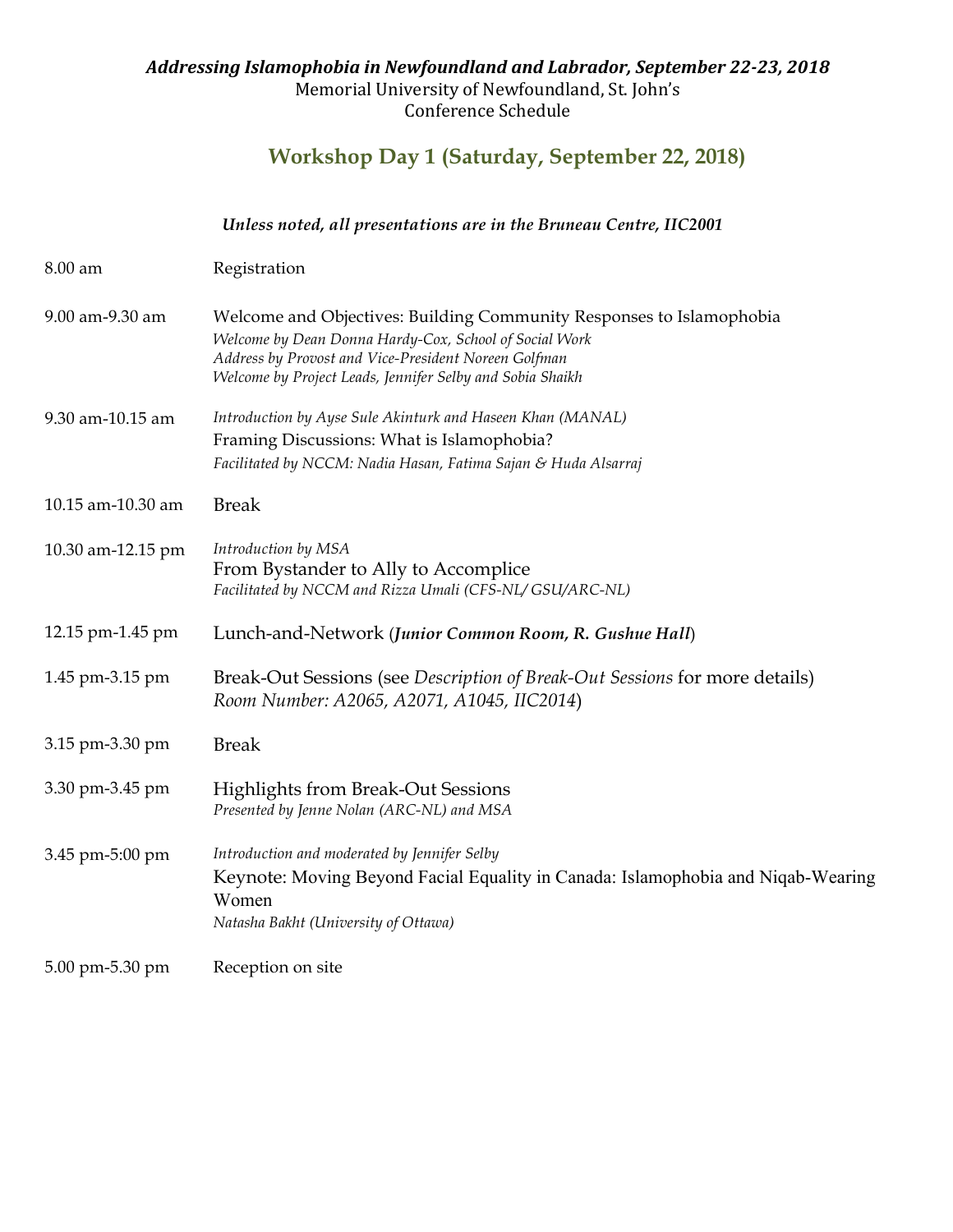***Addressing Islamophobia in Newfoundland and Labrador, September 22-23, 2018***

Memorial University of Newfoundland, St. John's

Conference Schedule

## Workshop Day 1 (Saturday, September 22, 2018)

***Unless noted, all presentations are in the Bruneau Centre, IIC2001***

| | |
|---|---|
| 8.00 am | Registration |
| 9.00 am-9.30 am | Welcome and Objectives: Building Community Responses to Islamophobia<br>*Welcome by Dean Donna Hardy-Cox, School of Social Work*<br>*Address by Provost and Vice-President Noreen Golfman*<br>*Welcome by Project Leads, Jennifer Selby and Sobia Shaikh* |
| 9.30 am-10.15 am | *Introduction by Ayse Sule Akinturk and Haseen Khan (MANAL)*<br>Framing Discussions: What is Islamophobia?<br>*Facilitated by NCCM: Nadia Hasan, Fatima Sajan & Huda Alsarraj* |
| 10.15 am-10.30 am | Break |
| 10.30 am-12.15 pm | *Introduction by MSA*<br>From Bystander to Ally to Accomplice<br>*Facilitated by NCCM and Rizza Umali (CFS-NL/ GSU/ARC-NL)* |
| 12.15 pm-1.45 pm | Lunch-and-Network (***Junior Common Room, R. Gushue Hall***) |
| 1.45 pm-3.15 pm | Break-Out Sessions (see *Description of Break-Out Sessions* for more details)<br>*Room Number: A2065, A2071, A1045, IIC2014*) |
| 3.15 pm-3.30 pm | Break |
| 3.30 pm-3.45 pm | Highlights from Break-Out Sessions<br>*Presented by Jenne Nolan (ARC-NL) and MSA* |
| 3.45 pm-5:00 pm | *Introduction and moderated by Jennifer Selby*<br>Keynote: Moving Beyond Facial Equality in Canada: Islamophobia and Niqab-Wearing Women<br>*Natasha Bakht (University of Ottawa)* |
| 5.00 pm-5.30 pm | Reception on site |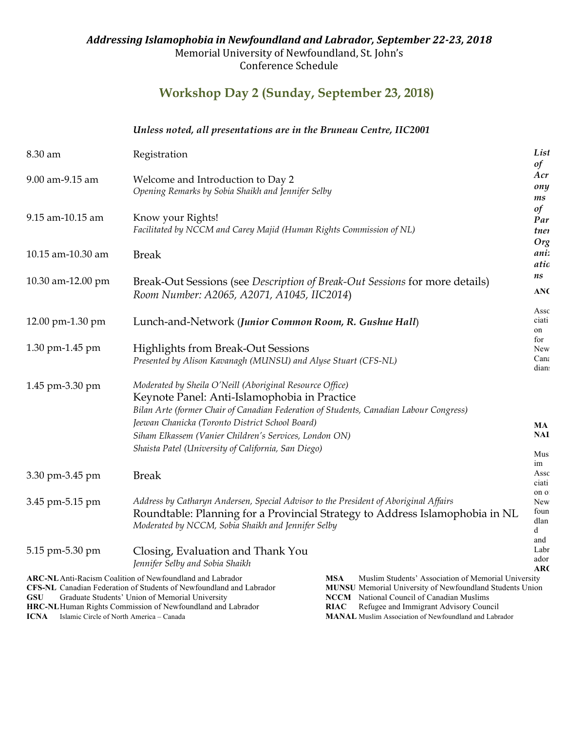***Addressing Islamophobia in Newfoundland and Labrador, September 22-23, 2018***

Memorial University of Newfoundland, St. John's

Conference Schedule

## Workshop Day 2 (Sunday, September 23, 2018)

***Unless noted, all presentations are in the Bruneau Centre, IIC2001***

| | |
|---|---|
| 8.30 am | Registration |
| 9.00 am-9.15 am | Welcome and Introduction to Day 2<br>*Opening Remarks by Sobia Shaikh and Jennifer Selby* |
| 9.15 am-10.15 am | Know your Rights!<br>*Facilitated by NCCM and Carey Majid (Human Rights Commission of NL)* |
| 10.15 am-10.30 am | Break |
| 10.30 am-12.00 pm | Break-Out Sessions (see *Description of Break-Out Sessions* for more details)<br>*Room Number: A2065, A2071, A1045, IIC2014*) |
| 12.00 pm-1.30 pm | Lunch-and-Network (***Junior Common Room, R. Gushue Hall***) |
| 1.30 pm-1.45 pm | Highlights from Break-Out Sessions<br>*Presented by Alison Kavanagh (MUNSU) and Alyse Stuart (CFS-NL)* |
| 1.45 pm-3.30 pm | *Moderated by Sheila O'Neill (Aboriginal Resource Office)*<br>Keynote Panel: Anti-Islamophobia in Practice<br>*Bilan Arte (former Chair of Canadian Federation of Students, Canadian Labour Congress)*<br>*Jeewan Chanicka (Toronto District School Board)*<br>*Siham Elkassem (Vanier Children's Services, London ON)*<br>*Shaista Patel (University of California, San Diego)* |
| 3.30 pm-3.45 pm | Break |
| 3.45 pm-5.15 pm | *Address by Catharyn Andersen, Special Advisor to the President of Aboriginal Affairs*<br>Roundtable: Planning for a Provincial Strategy to Address Islamophobia in NL<br>*Moderated by NCCM, Sobia Shaikh and Jennifer Selby* |
| 5.15 pm-5.30 pm | Closing, Evaluation and Thank You<br>*Jennifer Selby and Sobia Shaikh* |

***List of Acronyms of Partner Organizations***

**ANC** Association for New Canadians

**ARC-NL** Anti-Racism Coalition of Newfoundland and Labrador
**CFS-NL** Canadian Federation of Students of Newfoundland and Labrador
**GSU** Graduate Students' Union of Memorial University
**HRC-NL** Human Rights Commission of Newfoundland and Labrador
**ICNA** Islamic Circle of North America – Canada
**MSA** Muslim Students' Association of Memorial University
**MUNSU** Memorial University of Newfoundland Students Union
**NCCM** National Council of Canadian Muslims
**RIAC** Refugee and Immigrant Advisory Council
**MANAL** Muslim Association of Newfoundland and Labrador